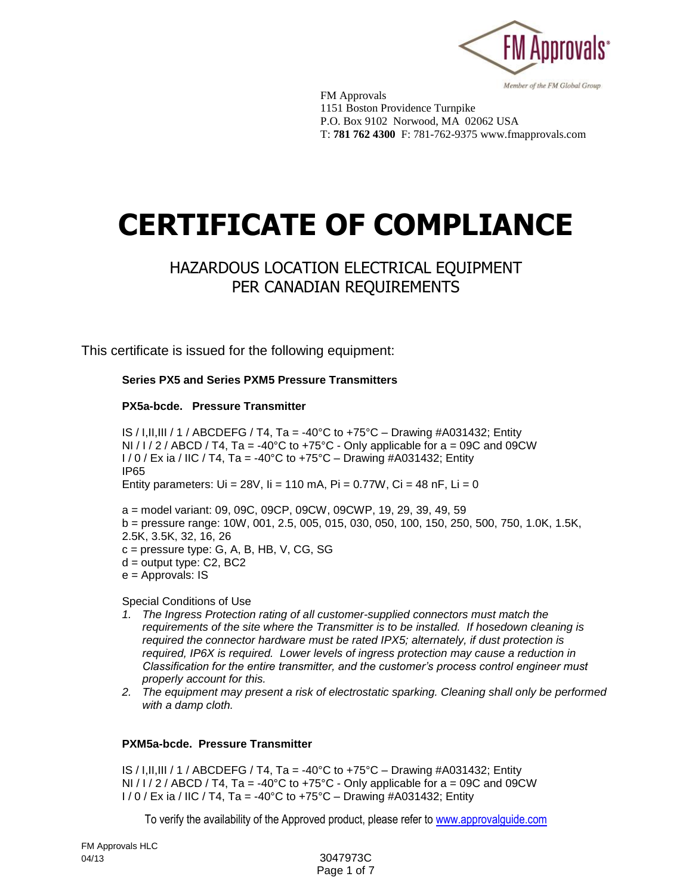FM Approvals
1151 Boston Providence Turnpike
P.O. Box 9102 Norwood, MA 02062 USA
T: **781 762 4300** F: 781-762-9375 www.fmapprovals.com

# CERTIFICATE OF COMPLIANCE

## HAZARDOUS LOCATION ELECTRICAL EQUIPMENT PER CANADIAN REQUIREMENTS

This certificate is issued for the following equipment:

**Series PX5 and Series PXM5 Pressure Transmitters**

**PX5a-bcde. Pressure Transmitter**

IS / I,II,III / 1 / ABCDEFG / T4, Ta = -40°C to +75°C – Drawing #A031432; Entity
NI / I / 2 / ABCD / T4, Ta = -40°C to +75°C - Only applicable for a = 09C and 09CW
I / 0 / Ex ia / IIC / T4, Ta = -40°C to +75°C – Drawing #A031432; Entity
IP65
Entity parameters: Ui = 28V, Ii = 110 mA, Pi = 0.77W, Ci = 48 nF, Li = 0

a = model variant: 09, 09C, 09CP, 09CW, 09CWP, 19, 29, 39, 49, 59
b = pressure range: 10W, 001, 2.5, 005, 015, 030, 050, 100, 150, 250, 500, 750, 1.0K, 1.5K, 2.5K, 3.5K, 32, 16, 26
c = pressure type: G, A, B, HB, V, CG, SG
d = output type: C2, BC2
e = Approvals: IS

Special Conditions of Use

1. *The Ingress Protection rating of all customer-supplied connectors must match the requirements of the site where the Transmitter is to be installed. If hosedown cleaning is required the connector hardware must be rated IPX5; alternately, if dust protection is required, IP6X is required. Lower levels of ingress protection may cause a reduction in Classification for the entire transmitter, and the customer's process control engineer must properly account for this.*
2. *The equipment may present a risk of electrostatic sparking. Cleaning shall only be performed with a damp cloth.*

**PXM5a-bcde. Pressure Transmitter**

IS / I,II,III / 1 / ABCDEFG / T4, Ta = -40°C to +75°C – Drawing #A031432; Entity
NI / I / 2 / ABCD / T4, Ta = -40°C to +75°C - Only applicable for a = 09C and 09CW
I / 0 / Ex ia / IIC / T4, Ta = -40°C to +75°C – Drawing #A031432; Entity

To verify the availability of the Approved product, please refer to www.approvalguide.com

FM Approvals HLC
04/13

3047973C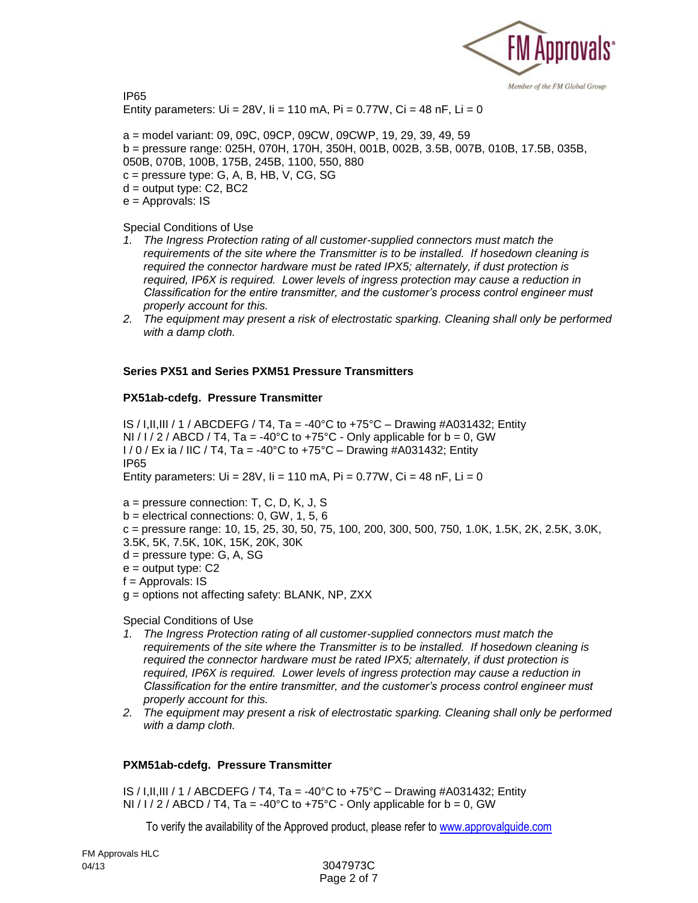IP65

Entity parameters: Ui = 28V, Ii = 110 mA, Pi = 0.77W, Ci = 48 nF, Li = 0

a = model variant: 09, 09C, 09CP, 09CW, 09CWP, 19, 29, 39, 49, 59
b = pressure range: 025H, 070H, 170H, 350H, 001B, 002B, 3.5B, 007B, 010B, 17.5B, 035B, 050B, 070B, 100B, 175B, 245B, 1100, 550, 880
c = pressure type: G, A, B, HB, V, CG, SG
d = output type: C2, BC2
e = Approvals: IS

Special Conditions of Use

1. *The Ingress Protection rating of all customer-supplied connectors must match the requirements of the site where the Transmitter is to be installed. If hosedown cleaning is required the connector hardware must be rated IPX5; alternately, if dust protection is required, IP6X is required. Lower levels of ingress protection may cause a reduction in Classification for the entire transmitter, and the customer's process control engineer must properly account for this.*
2. *The equipment may present a risk of electrostatic sparking. Cleaning shall only be performed with a damp cloth.*

**Series PX51 and Series PXM51 Pressure Transmitters**

**PX51ab-cdefg. Pressure Transmitter**

IS / I,II,III / 1 / ABCDEFG / T4, Ta = -40°C to +75°C – Drawing #A031432; Entity
NI / I / 2 / ABCD / T4, Ta = -40°C to +75°C - Only applicable for b = 0, GW
I / 0 / Ex ia / IIC / T4, Ta = -40°C to +75°C – Drawing #A031432; Entity
IP65
Entity parameters: Ui = 28V, Ii = 110 mA, Pi = 0.77W, Ci = 48 nF, Li = 0

a = pressure connection: T, C, D, K, J, S
b = electrical connections: 0, GW, 1, 5, 6
c = pressure range: 10, 15, 25, 30, 50, 75, 100, 200, 300, 500, 750, 1.0K, 1.5K, 2K, 2.5K, 3.0K, 3.5K, 5K, 7.5K, 10K, 15K, 20K, 30K
d = pressure type: G, A, SG
e = output type: C2
f = Approvals: IS
g = options not affecting safety: BLANK, NP, ZXX

Special Conditions of Use

1. *The Ingress Protection rating of all customer-supplied connectors must match the requirements of the site where the Transmitter is to be installed. If hosedown cleaning is required the connector hardware must be rated IPX5; alternately, if dust protection is required, IP6X is required. Lower levels of ingress protection may cause a reduction in Classification for the entire transmitter, and the customer's process control engineer must properly account for this.*
2. *The equipment may present a risk of electrostatic sparking. Cleaning shall only be performed with a damp cloth.*

**PXM51ab-cdefg. Pressure Transmitter**

IS / I,II,III / 1 / ABCDEFG / T4, Ta = -40°C to +75°C – Drawing #A031432; Entity
NI / I / 2 / ABCD / T4, Ta = -40°C to +75°C - Only applicable for b = 0, GW

To verify the availability of the Approved product, please refer to www.approvalguide.com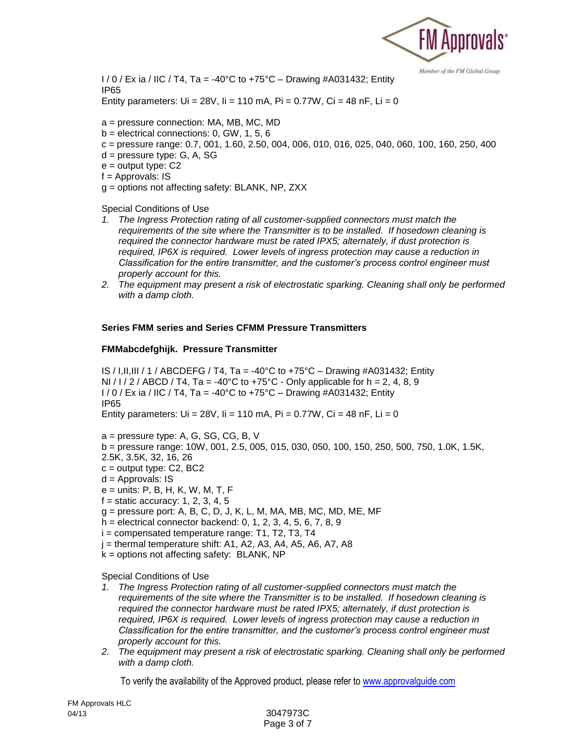I / 0 / Ex ia / IIC / T4, Ta = -40°C to +75°C – Drawing #A031432; Entity
IP65
Entity parameters: Ui = 28V, Ii = 110 mA, Pi = 0.77W, Ci = 48 nF, Li = 0

a = pressure connection: MA, MB, MC, MD
b = electrical connections: 0, GW, 1, 5, 6
c = pressure range: 0.7, 001, 1.60, 2.50, 004, 006, 010, 016, 025, 040, 060, 100, 160, 250, 400
d = pressure type: G, A, SG
e = output type: C2
f = Approvals: IS
g = options not affecting safety: BLANK, NP, ZXX

Special Conditions of Use

1. *The Ingress Protection rating of all customer-supplied connectors must match the requirements of the site where the Transmitter is to be installed. If hosedown cleaning is required the connector hardware must be rated IPX5; alternately, if dust protection is required, IP6X is required. Lower levels of ingress protection may cause a reduction in Classification for the entire transmitter, and the customer's process control engineer must properly account for this.*
2. *The equipment may present a risk of electrostatic sparking. Cleaning shall only be performed with a damp cloth.*

**Series FMM series and Series CFMM Pressure Transmitters**

**FMMabcdefghijk. Pressure Transmitter**

IS / I,II,III / 1 / ABCDEFG / T4, Ta = -40°C to +75°C – Drawing #A031432; Entity
NI / I / 2 / ABCD / T4, Ta = -40°C to +75°C - Only applicable for h = 2, 4, 8, 9
I / 0 / Ex ia / IIC / T4, Ta = -40°C to +75°C – Drawing #A031432; Entity
IP65
Entity parameters: Ui = 28V, Ii = 110 mA, Pi = 0.77W, Ci = 48 nF, Li = 0

a = pressure type: A, G, SG, CG, B, V
b = pressure range: 10W, 001, 2.5, 005, 015, 030, 050, 100, 150, 250, 500, 750, 1.0K, 1.5K, 2.5K, 3.5K, 32, 16, 26
c = output type: C2, BC2
d = Approvals: IS
e = units: P, B, H, K, W, M, T, F
f = static accuracy: 1, 2, 3, 4, 5
g = pressure port: A, B, C, D, J, K, L, M, MA, MB, MC, MD, ME, MF
h = electrical connector backend: 0, 1, 2, 3, 4, 5, 6, 7, 8, 9
i = compensated temperature range: T1, T2, T3, T4
j = thermal temperature shift: A1, A2, A3, A4, A5, A6, A7, A8
k = options not affecting safety: BLANK, NP

Special Conditions of Use

1. *The Ingress Protection rating of all customer-supplied connectors must match the requirements of the site where the Transmitter is to be installed. If hosedown cleaning is required the connector hardware must be rated IPX5; alternately, if dust protection is required, IP6X is required. Lower levels of ingress protection may cause a reduction in Classification for the entire transmitter, and the customer's process control engineer must properly account for this.*
2. *The equipment may present a risk of electrostatic sparking. Cleaning shall only be performed with a damp cloth.*

To verify the availability of the Approved product, please refer to www.approvalguide.com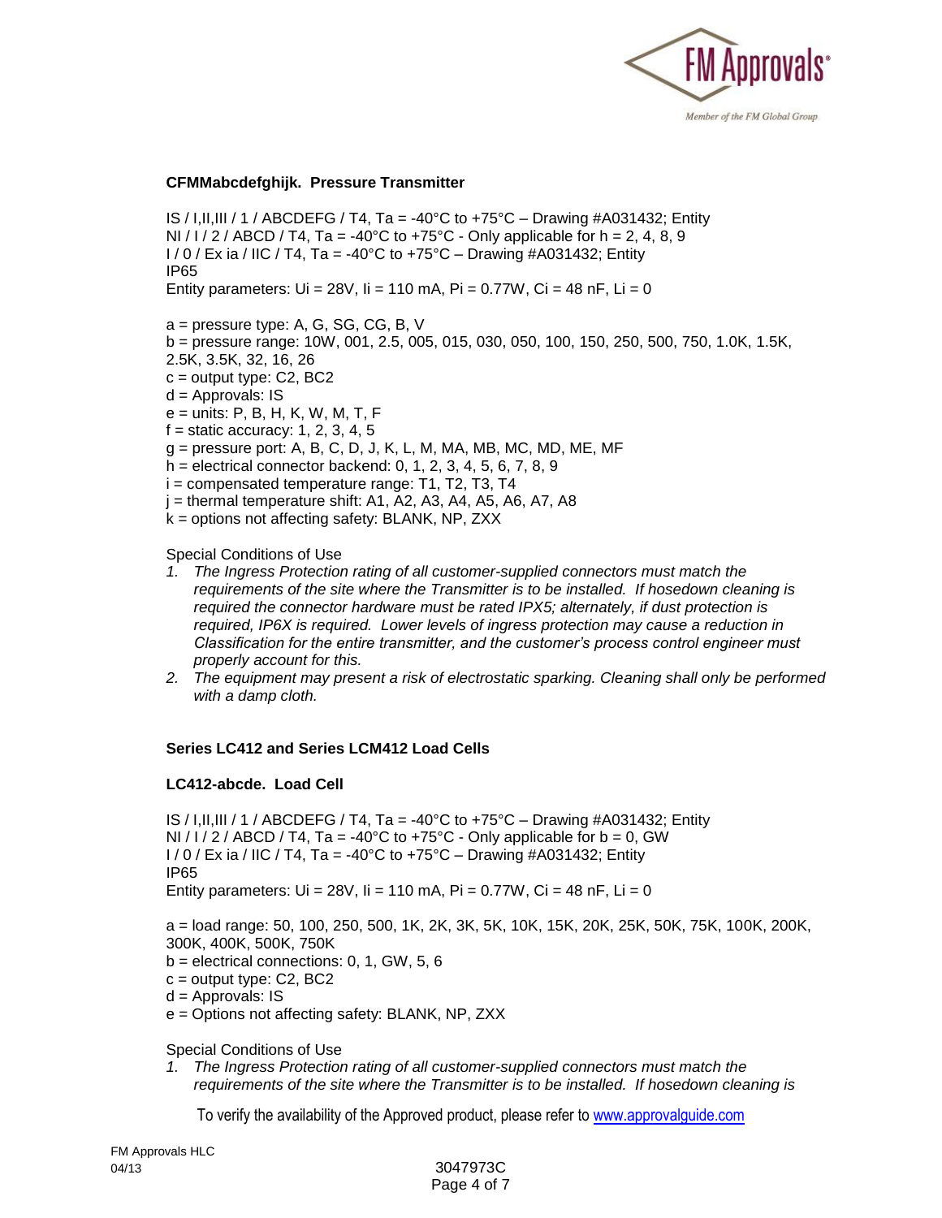**CFMMabcdefghijk. Pressure Transmitter**

IS / I,II,III / 1 / ABCDEFG / T4, Ta = -40°C to +75°C – Drawing #A031432; Entity
NI / I / 2 / ABCD / T4, Ta = -40°C to +75°C - Only applicable for h = 2, 4, 8, 9
I / 0 / Ex ia / IIC / T4, Ta = -40°C to +75°C – Drawing #A031432; Entity
IP65
Entity parameters: Ui = 28V, Ii = 110 mA, Pi = 0.77W, Ci = 48 nF, Li = 0

a = pressure type: A, G, SG, CG, B, V
b = pressure range: 10W, 001, 2.5, 005, 015, 030, 050, 100, 150, 250, 500, 750, 1.0K, 1.5K, 2.5K, 3.5K, 32, 16, 26
c = output type: C2, BC2
d = Approvals: IS
e = units: P, B, H, K, W, M, T, F
f = static accuracy: 1, 2, 3, 4, 5
g = pressure port: A, B, C, D, J, K, L, M, MA, MB, MC, MD, ME, MF
h = electrical connector backend: 0, 1, 2, 3, 4, 5, 6, 7, 8, 9
i = compensated temperature range: T1, T2, T3, T4
j = thermal temperature shift: A1, A2, A3, A4, A5, A6, A7, A8
k = options not affecting safety: BLANK, NP, ZXX

Special Conditions of Use

1. *The Ingress Protection rating of all customer-supplied connectors must match the requirements of the site where the Transmitter is to be installed. If hosedown cleaning is required the connector hardware must be rated IPX5; alternately, if dust protection is required, IP6X is required. Lower levels of ingress protection may cause a reduction in Classification for the entire transmitter, and the customer's process control engineer must properly account for this.*
2. *The equipment may present a risk of electrostatic sparking. Cleaning shall only be performed with a damp cloth.*

**Series LC412 and Series LCM412 Load Cells**

**LC412-abcde. Load Cell**

IS / I,II,III / 1 / ABCDEFG / T4, Ta = -40°C to +75°C – Drawing #A031432; Entity
NI / I / 2 / ABCD / T4, Ta = -40°C to +75°C - Only applicable for b = 0, GW
I / 0 / Ex ia / IIC / T4, Ta = -40°C to +75°C – Drawing #A031432; Entity
IP65
Entity parameters: Ui = 28V, Ii = 110 mA, Pi = 0.77W, Ci = 48 nF, Li = 0

a = load range: 50, 100, 250, 500, 1K, 2K, 3K, 5K, 10K, 15K, 20K, 25K, 50K, 75K, 100K, 200K, 300K, 400K, 500K, 750K
b = electrical connections: 0, 1, GW, 5, 6
c = output type: C2, BC2
d = Approvals: IS
e = Options not affecting safety: BLANK, NP, ZXX

Special Conditions of Use

1. *The Ingress Protection rating of all customer-supplied connectors must match the requirements of the site where the Transmitter is to be installed. If hosedown cleaning is*

To verify the availability of the Approved product, please refer to www.approvalguide.com

FM Approvals HLC
04/13

3047973C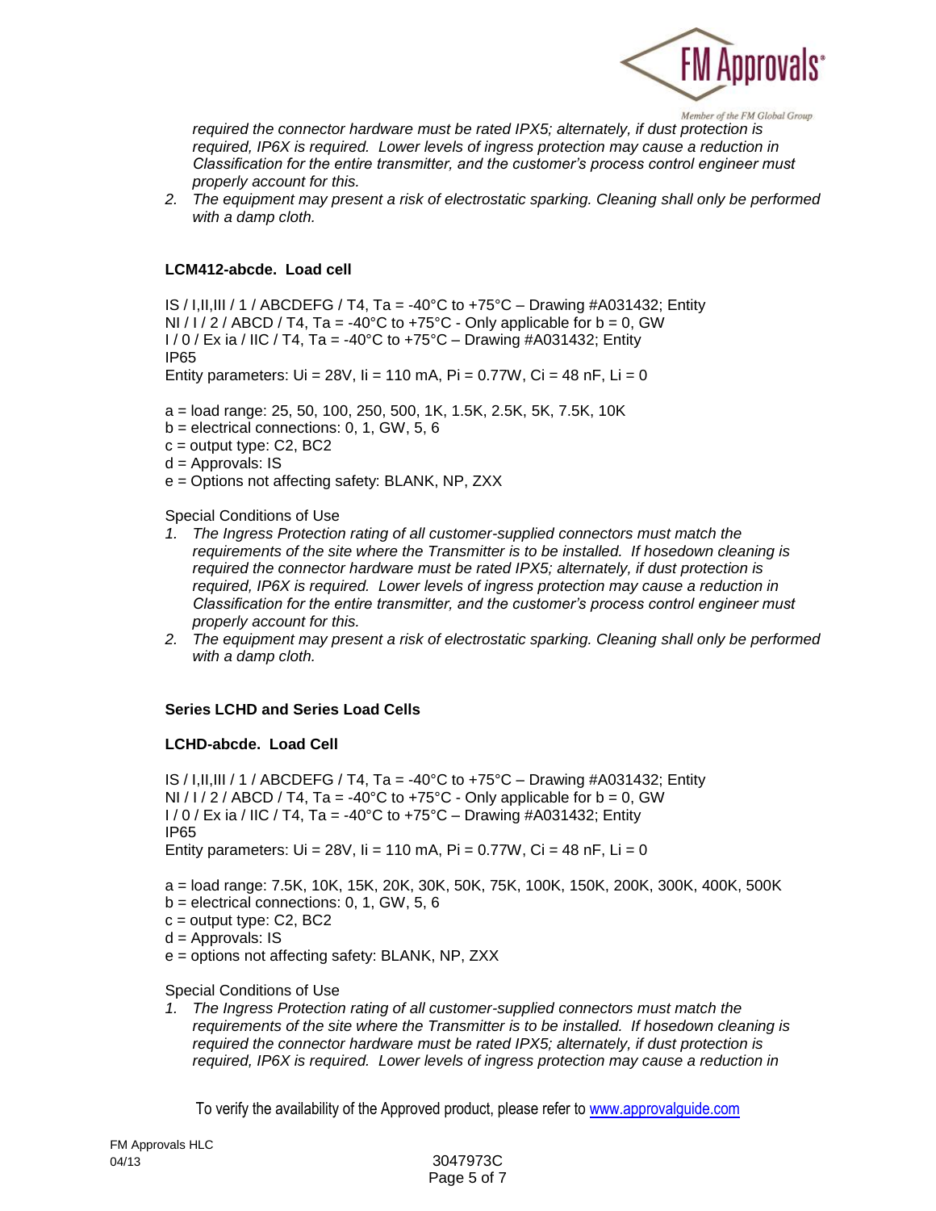*required the connector hardware must be rated IPX5; alternately, if dust protection is required, IP6X is required. Lower levels of ingress protection may cause a reduction in Classification for the entire transmitter, and the customer's process control engineer must properly account for this.*

2. *The equipment may present a risk of electrostatic sparking. Cleaning shall only be performed with a damp cloth.*

**LCM412-abcde. Load cell**

IS / I,II,III / 1 / ABCDEFG / T4, Ta = -40°C to +75°C – Drawing #A031432; Entity
NI / I / 2 / ABCD / T4, Ta = -40°C to +75°C - Only applicable for b = 0, GW
I / 0 / Ex ia / IIC / T4, Ta = -40°C to +75°C – Drawing #A031432; Entity
IP65
Entity parameters: Ui = 28V, Ii = 110 mA, Pi = 0.77W, Ci = 48 nF, Li = 0

a = load range: 25, 50, 100, 250, 500, 1K, 1.5K, 2.5K, 5K, 7.5K, 10K
b = electrical connections: 0, 1, GW, 5, 6
c = output type: C2, BC2
d = Approvals: IS
e = Options not affecting safety: BLANK, NP, ZXX

Special Conditions of Use

1. *The Ingress Protection rating of all customer-supplied connectors must match the requirements of the site where the Transmitter is to be installed. If hosedown cleaning is required the connector hardware must be rated IPX5; alternately, if dust protection is required, IP6X is required. Lower levels of ingress protection may cause a reduction in Classification for the entire transmitter, and the customer's process control engineer must properly account for this.*
2. *The equipment may present a risk of electrostatic sparking. Cleaning shall only be performed with a damp cloth.*

**Series LCHD and Series Load Cells**

**LCHD-abcde. Load Cell**

IS / I,II,III / 1 / ABCDEFG / T4, Ta = -40°C to +75°C – Drawing #A031432; Entity
NI / I / 2 / ABCD / T4, Ta = -40°C to +75°C - Only applicable for b = 0, GW
I / 0 / Ex ia / IIC / T4, Ta = -40°C to +75°C – Drawing #A031432; Entity
IP65
Entity parameters: Ui = 28V, Ii = 110 mA, Pi = 0.77W, Ci = 48 nF, Li = 0

a = load range: 7.5K, 10K, 15K, 20K, 30K, 50K, 75K, 100K, 150K, 200K, 300K, 400K, 500K
b = electrical connections: 0, 1, GW, 5, 6
c = output type: C2, BC2
d = Approvals: IS
e = options not affecting safety: BLANK, NP, ZXX

Special Conditions of Use

1. *The Ingress Protection rating of all customer-supplied connectors must match the requirements of the site where the Transmitter is to be installed. If hosedown cleaning is required the connector hardware must be rated IPX5; alternately, if dust protection is required, IP6X is required. Lower levels of ingress protection may cause a reduction in*

To verify the availability of the Approved product, please refer to www.approvalguide.com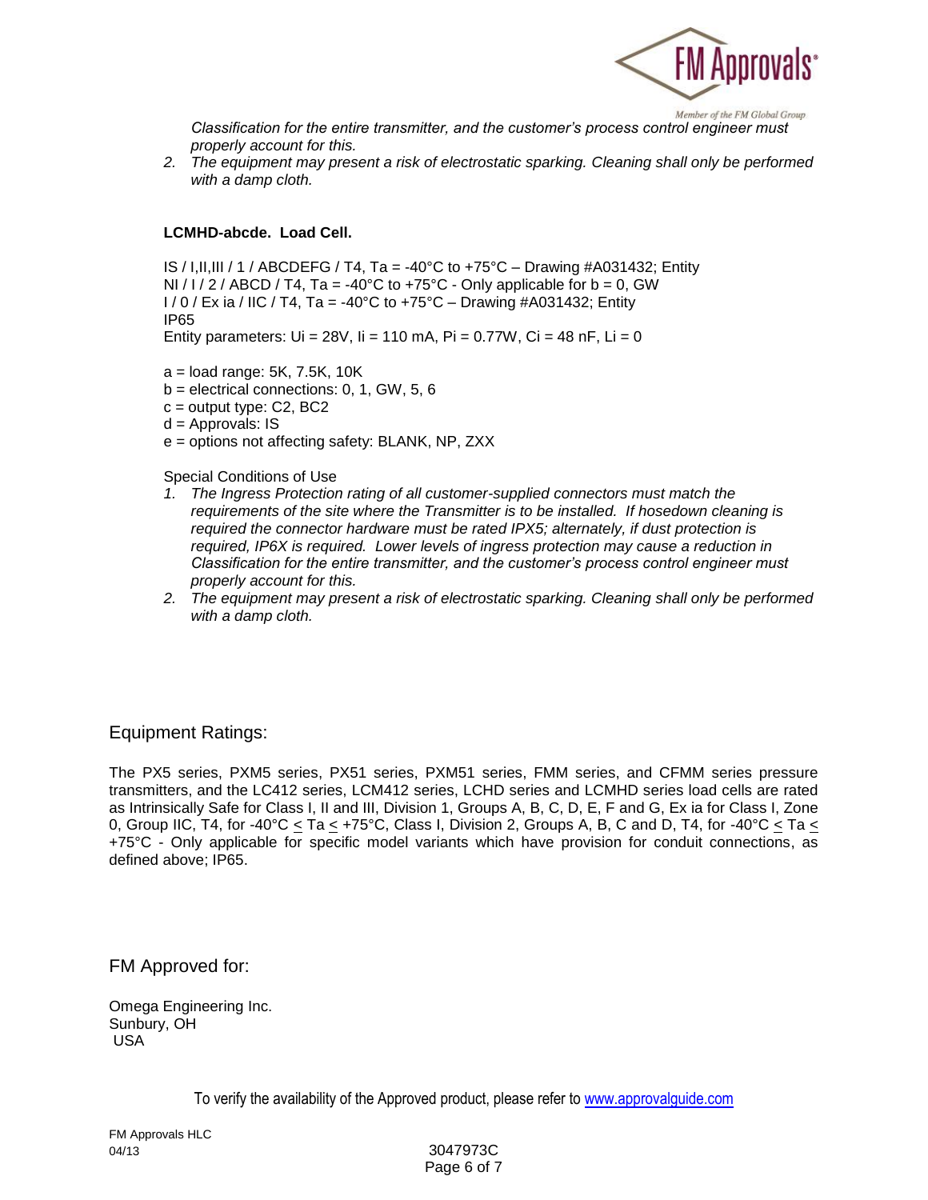*Classification for the entire transmitter, and the customer's process control engineer must properly account for this.*

2. *The equipment may present a risk of electrostatic sparking. Cleaning shall only be performed with a damp cloth.*

**LCMHD-abcde. Load Cell.**

IS / I,II,III / 1 / ABCDEFG / T4, Ta = -40°C to +75°C – Drawing #A031432; Entity
NI / I / 2 / ABCD / T4, Ta = -40°C to +75°C - Only applicable for b = 0, GW
I / 0 / Ex ia / IIC / T4, Ta = -40°C to +75°C – Drawing #A031432; Entity
IP65
Entity parameters: Ui = 28V, Ii = 110 mA, Pi = 0.77W, Ci = 48 nF, Li = 0

a = load range: 5K, 7.5K, 10K
b = electrical connections: 0, 1, GW, 5, 6
c = output type: C2, BC2
d = Approvals: IS
e = options not affecting safety: BLANK, NP, ZXX

Special Conditions of Use

1. *The Ingress Protection rating of all customer-supplied connectors must match the requirements of the site where the Transmitter is to be installed. If hosedown cleaning is required the connector hardware must be rated IPX5; alternately, if dust protection is required, IP6X is required. Lower levels of ingress protection may cause a reduction in Classification for the entire transmitter, and the customer's process control engineer must properly account for this.*
2. *The equipment may present a risk of electrostatic sparking. Cleaning shall only be performed with a damp cloth.*

## Equipment Ratings:

The PX5 series, PXM5 series, PX51 series, PXM51 series, FMM series, and CFMM series pressure transmitters, and the LC412 series, LCM412 series, LCHD series and LCMHD series load cells are rated as Intrinsically Safe for Class I, II and III, Division 1, Groups A, B, C, D, E, F and G, Ex ia for Class I, Zone 0, Group IIC, T4, for -40°C ≤ Ta ≤ +75°C, Class I, Division 2, Groups A, B, C and D, T4, for -40°C ≤ Ta ≤ +75°C - Only applicable for specific model variants which have provision for conduit connections, as defined above; IP65.

## FM Approved for:

Omega Engineering Inc.
Sunbury, OH
USA

To verify the availability of the Approved product, please refer to www.approvalguide.com

FM Approvals HLC
04/13

3047973C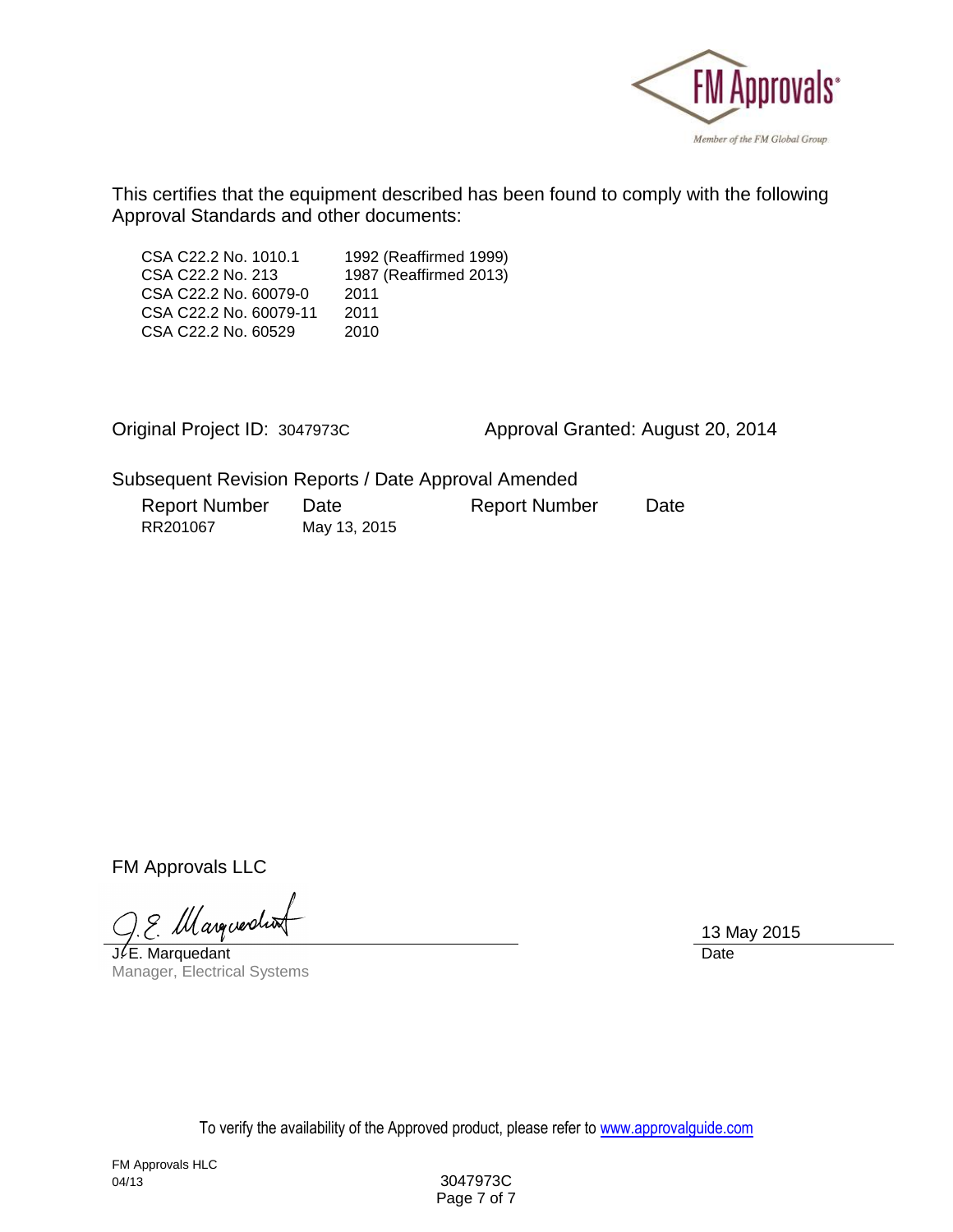FM Approvals
Member of the FM Global Group

This certifies that the equipment described has been found to comply with the following Approval Standards and other documents:

| | |
|---|---|
| CSA C22.2 No. 1010.1 | 1992 (Reaffirmed 1999) |
| CSA C22.2 No. 213 | 1987 (Reaffirmed 2013) |
| CSA C22.2 No. 60079-0 | 2011 |
| CSA C22.2 No. 60079-11 | 2011 |
| CSA C22.2 No. 60529 | 2010 |

Original Project ID: 3047973C

Approval Granted: August 20, 2014

Subsequent Revision Reports / Date Approval Amended

| Report Number | Date | Report Number | Date |
|---|---|---|---|
| RR201067 | May 13, 2015 | | |

FM Approvals LLC

J.E. Marquedant
Manager, Electrical Systems

13 May 2015
Date

To verify the availability of the Approved product, please refer to [www.approvalguide.com](http://www.approvalguide.com)

FM Approvals HLC
04/13

3047973C